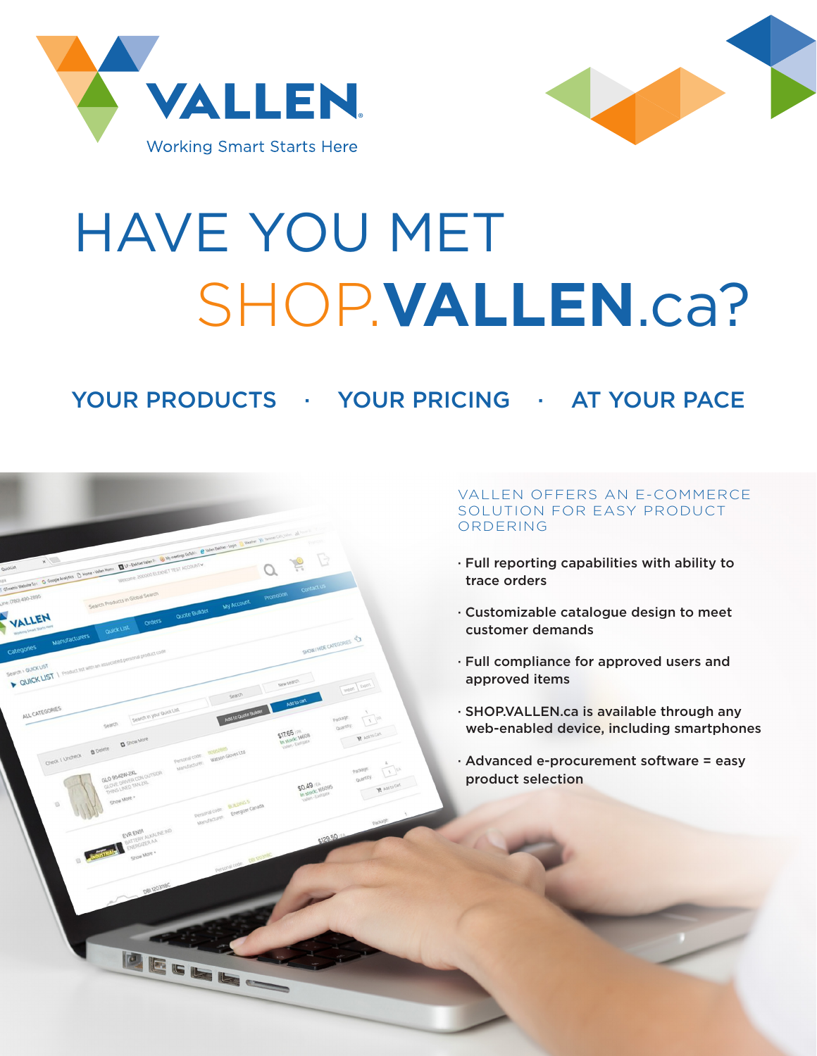VALLEN

Working Smart Starts Here

# HAVE YOU MET SHOP.VALLEN.ca?

## YOUR PRODUCTS · YOUR PRICING · AT YOUR PACE

### VALLEN OFFERS AN E-COMMERCE SOLUTION FOR EASY PRODUCT ORDERING

- **Full reporting capabilities with ability to trace orders**
- **Customizable catalogue design to meet customer demands**
- **Full compliance for approved users and approved items**
- **SHOP.VALLEN.ca is available through any web-enabled device, including smartphones**
- **Advanced e-procurement software = easy product selection**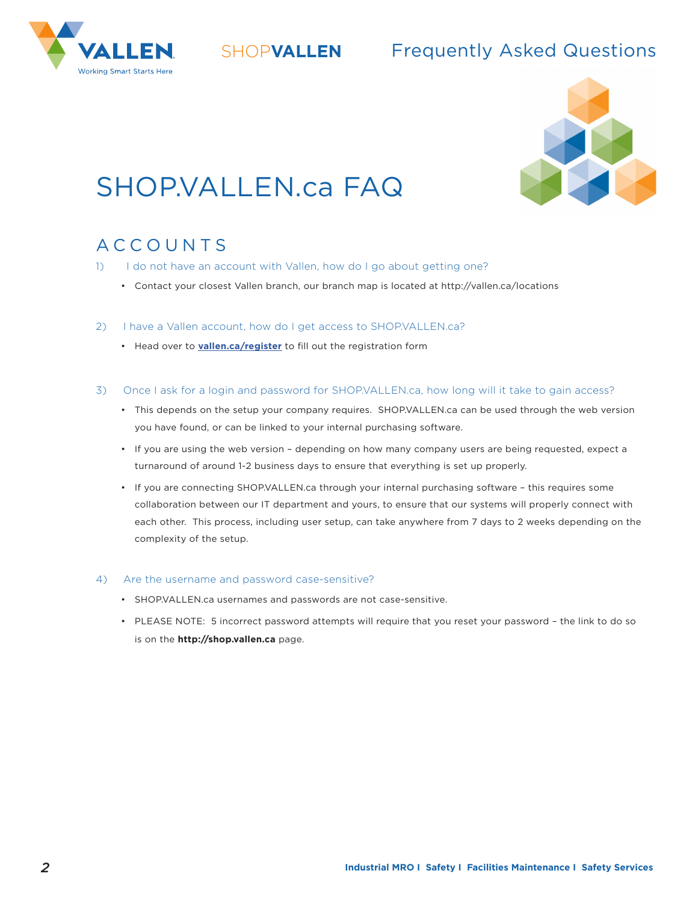# SHOP.VALLEN.ca FAQ

## ACCOUNTS

1) I do not have an account with Vallen, how do I go about getting one?

- Contact your closest Vallen branch, our branch map is located at http://vallen.ca/locations

2) I have a Vallen account, how do I get access to SHOP.VALLEN.ca?

- Head over to **vallen.ca/register** to fill out the registration form

3) Once I ask for a login and password for SHOP.VALLEN.ca, how long will it take to gain access?

- This depends on the setup your company requires. SHOP.VALLEN.ca can be used through the web version you have found, or can be linked to your internal purchasing software.
- If you are using the web version – depending on how many company users are being requested, expect a turnaround of around 1-2 business days to ensure that everything is set up properly.
- If you are connecting SHOP.VALLEN.ca through your internal purchasing software – this requires some collaboration between our IT department and yours, to ensure that our systems will properly connect with each other. This process, including user setup, can take anywhere from 7 days to 2 weeks depending on the complexity of the setup.

4) Are the username and password case-sensitive?

- SHOP.VALLEN.ca usernames and passwords are not case-sensitive.
- PLEASE NOTE: 5 incorrect password attempts will require that you reset your password – the link to do so is on the **http://shop.vallen.ca** page.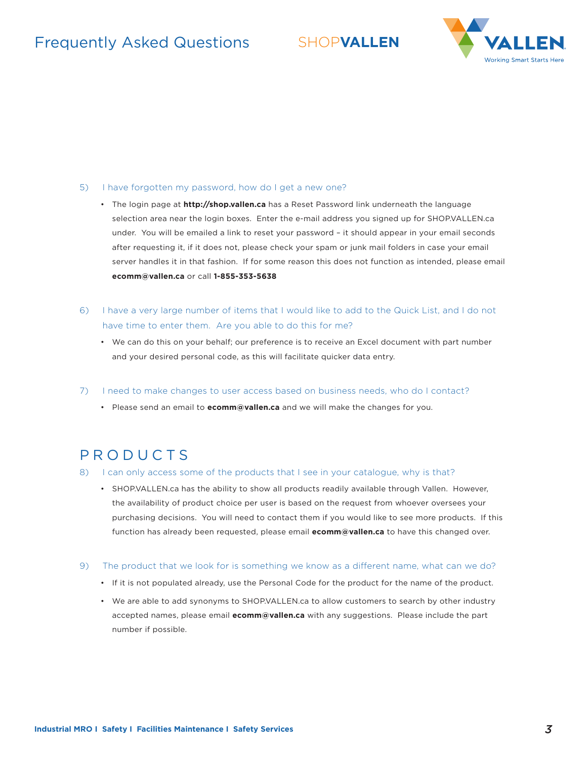5) I have forgotten my password, how do I get a new one?

- The login page at **http://shop.vallen.ca** has a Reset Password link underneath the language selection area near the login boxes. Enter the e-mail address you signed up for SHOP.VALLEN.ca under. You will be emailed a link to reset your password – it should appear in your email seconds after requesting it, if it does not, please check your spam or junk mail folders in case your email server handles it in that fashion. If for some reason this does not function as intended, please email **ecomm@vallen.ca** or call **1-855-353-5638**

6) I have a very large number of items that I would like to add to the Quick List, and I do not have time to enter them. Are you able to do this for me?

- We can do this on your behalf; our preference is to receive an Excel document with part number and your desired personal code, as this will facilitate quicker data entry.

7) I need to make changes to user access based on business needs, who do I contact?

- Please send an email to **ecomm@vallen.ca** and we will make the changes for you.

## PRODUCTS

8) I can only access some of the products that I see in your catalogue, why is that?

- SHOP.VALLEN.ca has the ability to show all products readily available through Vallen. However, the availability of product choice per user is based on the request from whoever oversees your purchasing decisions. You will need to contact them if you would like to see more products. If this function has already been requested, please email **ecomm@vallen.ca** to have this changed over.

9) The product that we look for is something we know as a different name, what can we do?

- If it is not populated already, use the Personal Code for the product for the name of the product.
- We are able to add synonyms to SHOP.VALLEN.ca to allow customers to search by other industry accepted names, please email **ecomm@vallen.ca** with any suggestions. Please include the part number if possible.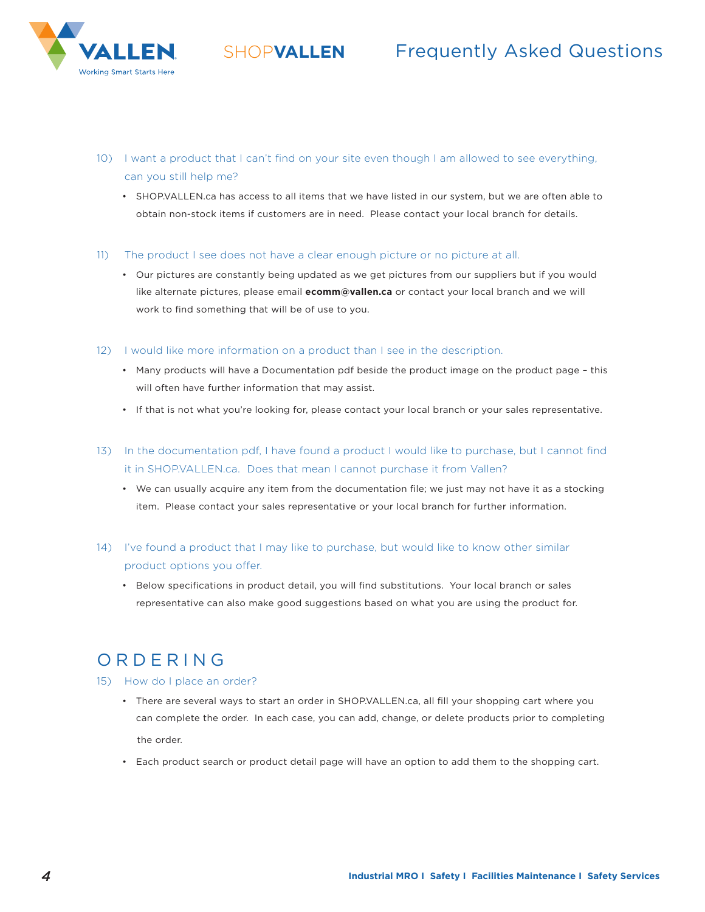10) I want a product that I can't find on your site even though I am allowed to see everything, can you still help me?

- SHOP.VALLEN.ca has access to all items that we have listed in our system, but we are often able to obtain non-stock items if customers are in need. Please contact your local branch for details.

11) The product I see does not have a clear enough picture or no picture at all.

- Our pictures are constantly being updated as we get pictures from our suppliers but if you would like alternate pictures, please email **ecomm@vallen.ca** or contact your local branch and we will work to find something that will be of use to you.

12) I would like more information on a product than I see in the description.

- Many products will have a Documentation pdf beside the product image on the product page – this will often have further information that may assist.
- If that is not what you're looking for, please contact your local branch or your sales representative.

13) In the documentation pdf, I have found a product I would like to purchase, but I cannot find it in SHOP.VALLEN.ca. Does that mean I cannot purchase it from Vallen?

- We can usually acquire any item from the documentation file; we just may not have it as a stocking item. Please contact your sales representative or your local branch for further information.

14) I've found a product that I may like to purchase, but would like to know other similar product options you offer.

- Below specifications in product detail, you will find substitutions. Your local branch or sales representative can also make good suggestions based on what you are using the product for.

## ORDERING

15) How do I place an order?

- There are several ways to start an order in SHOP.VALLEN.ca, all fill your shopping cart where you can complete the order. In each case, you can add, change, or delete products prior to completing the order.
- Each product search or product detail page will have an option to add them to the shopping cart.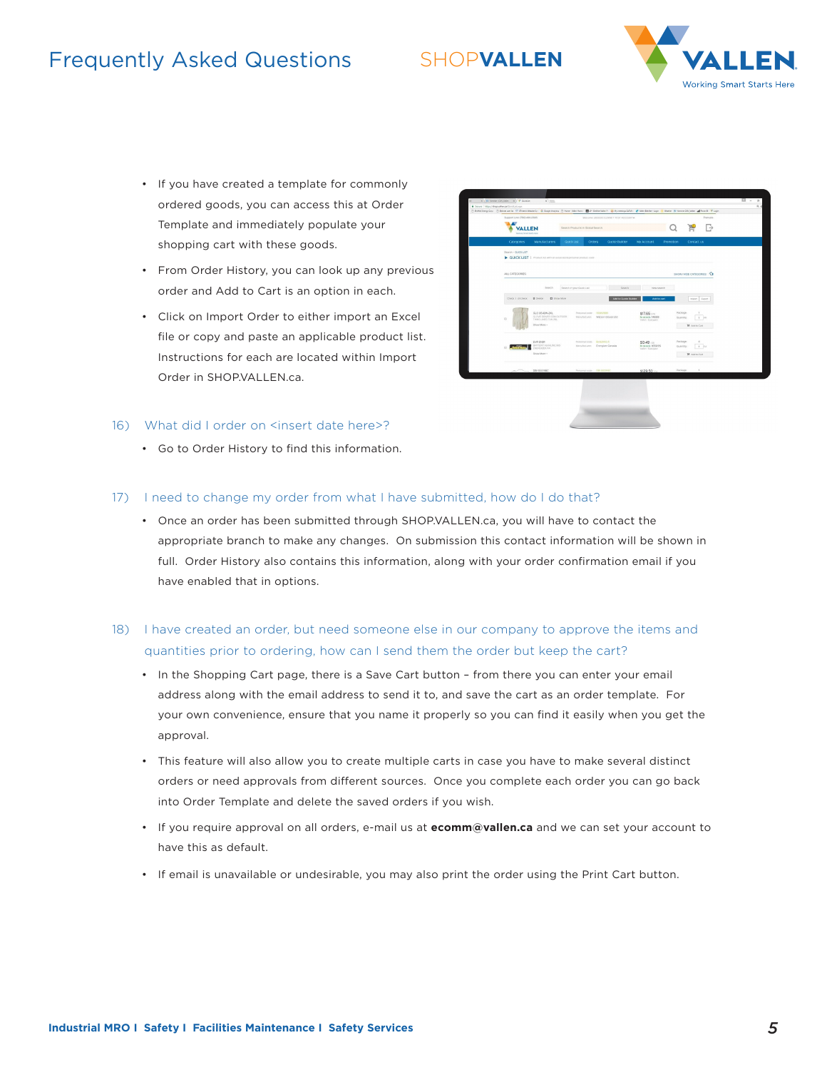- If you have created a template for commonly ordered goods, you can access this at Order Template and immediately populate your shopping cart with these goods.
- From Order History, you can look up any previous order and Add to Cart is an option in each.
- Click on Import Order to either import an Excel file or copy and paste an applicable product list. Instructions for each are located within Import Order in SHOP.VALLEN.ca.

16) What did I order on <insert date here>?

- Go to Order History to find this information.

17) I need to change my order from what I have submitted, how do I do that?

- Once an order has been submitted through SHOP.VALLEN.ca, you will have to contact the appropriate branch to make any changes. On submission this contact information will be shown in full. Order History also contains this information, along with your order confirmation email if you have enabled that in options.

18) I have created an order, but need someone else in our company to approve the items and quantities prior to ordering, how can I send them the order but keep the cart?

- In the Shopping Cart page, there is a Save Cart button – from there you can enter your email address along with the email address to send it to, and save the cart as an order template. For your own convenience, ensure that you name it properly so you can find it easily when you get the approval.
- This feature will also allow you to create multiple carts in case you have to make several distinct orders or need approvals from different sources. Once you complete each order you can go back into Order Template and delete the saved orders if you wish.
- If you require approval on all orders, e-mail us at **ecomm@vallen.ca** and we can set your account to have this as default.
- If email is unavailable or undesirable, you may also print the order using the Print Cart button.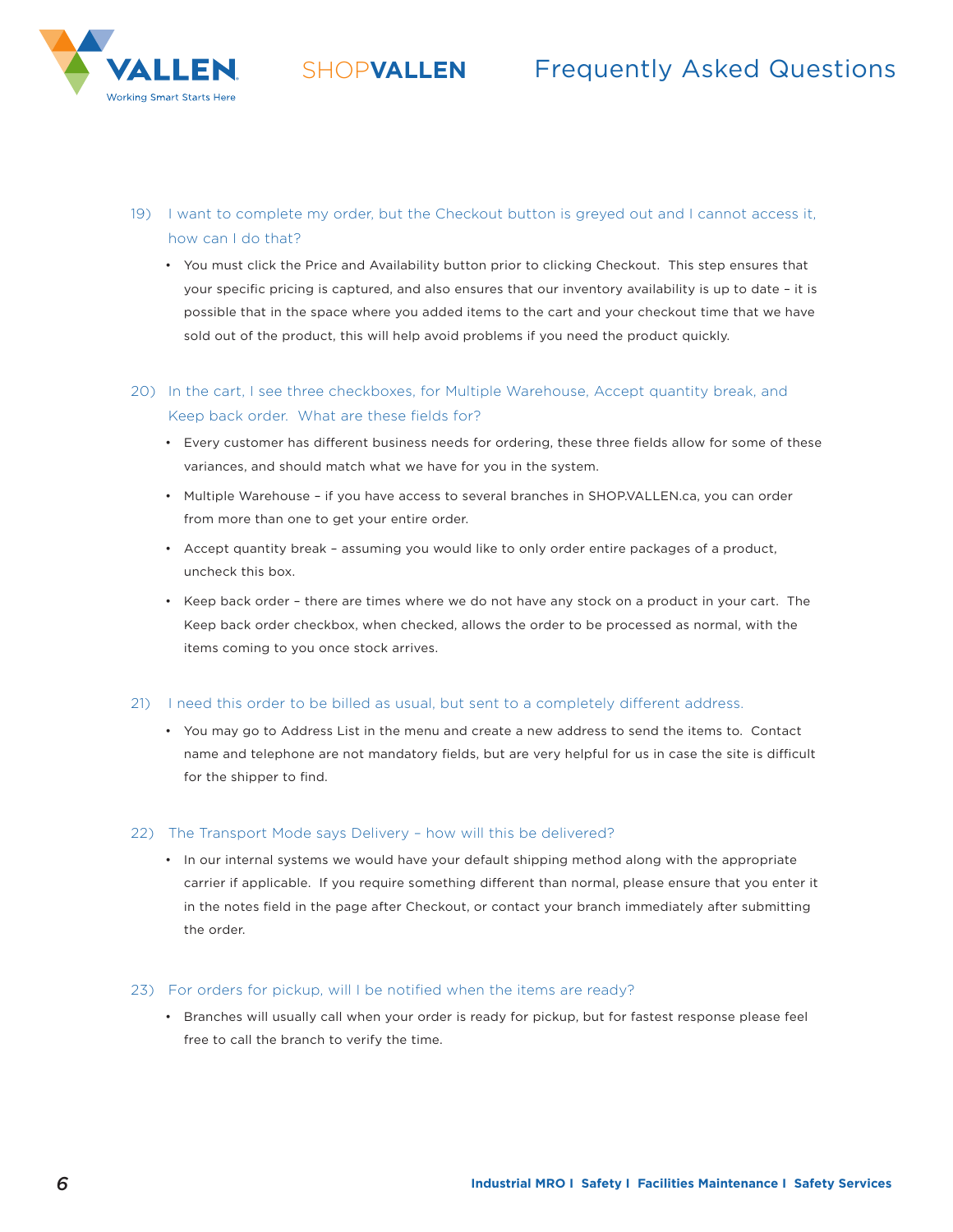19) I want to complete my order, but the Checkout button is greyed out and I cannot access it, how can I do that?

- You must click the Price and Availability button prior to clicking Checkout. This step ensures that your specific pricing is captured, and also ensures that our inventory availability is up to date – it is possible that in the space where you added items to the cart and your checkout time that we have sold out of the product, this will help avoid problems if you need the product quickly.

20) In the cart, I see three checkboxes, for Multiple Warehouse, Accept quantity break, and Keep back order. What are these fields for?

- Every customer has different business needs for ordering, these three fields allow for some of these variances, and should match what we have for you in the system.
- Multiple Warehouse – if you have access to several branches in SHOP.VALLEN.ca, you can order from more than one to get your entire order.
- Accept quantity break – assuming you would like to only order entire packages of a product, uncheck this box.
- Keep back order – there are times where we do not have any stock on a product in your cart. The Keep back order checkbox, when checked, allows the order to be processed as normal, with the items coming to you once stock arrives.

21) I need this order to be billed as usual, but sent to a completely different address.

- You may go to Address List in the menu and create a new address to send the items to. Contact name and telephone are not mandatory fields, but are very helpful for us in case the site is difficult for the shipper to find.

22) The Transport Mode says Delivery – how will this be delivered?

- In our internal systems we would have your default shipping method along with the appropriate carrier if applicable. If you require something different than normal, please ensure that you enter it in the notes field in the page after Checkout, or contact your branch immediately after submitting the order.

23) For orders for pickup, will I be notified when the items are ready?

- Branches will usually call when your order is ready for pickup, but for fastest response please feel free to call the branch to verify the time.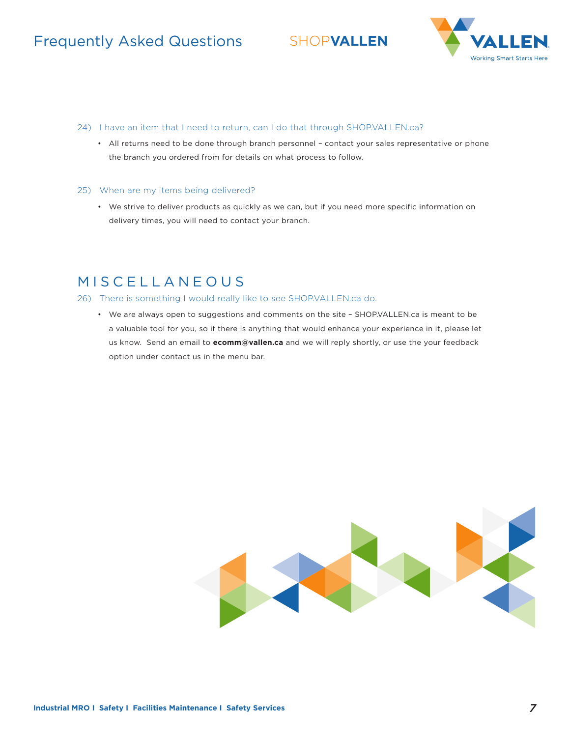24) I have an item that I need to return, can I do that through SHOP.VALLEN.ca?

- All returns need to be done through branch personnel – contact your sales representative or phone the branch you ordered from for details on what process to follow.

25) When are my items being delivered?

- We strive to deliver products as quickly as we can, but if you need more specific information on delivery times, you will need to contact your branch.

## MISCELLANEOUS

26) There is something I would really like to see SHOP.VALLEN.ca do.

- We are always open to suggestions and comments on the site – SHOP.VALLEN.ca is meant to be a valuable tool for you, so if there is anything that would enhance your experience in it, please let us know. Send an email to **ecomm@vallen.ca** and we will reply shortly, or use the your feedback option under contact us in the menu bar.